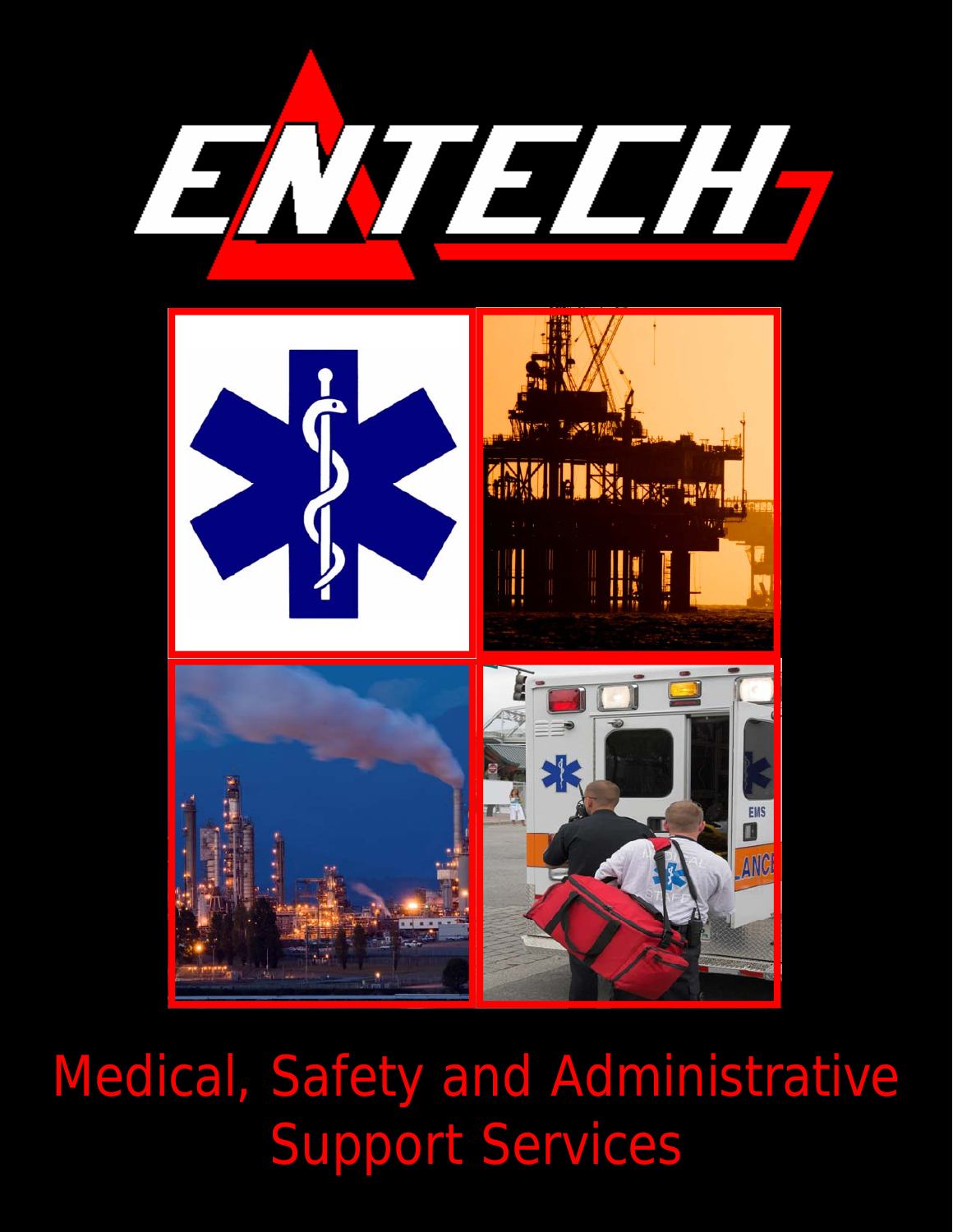# ENTECH

Medical, Safety and Administrative Support Services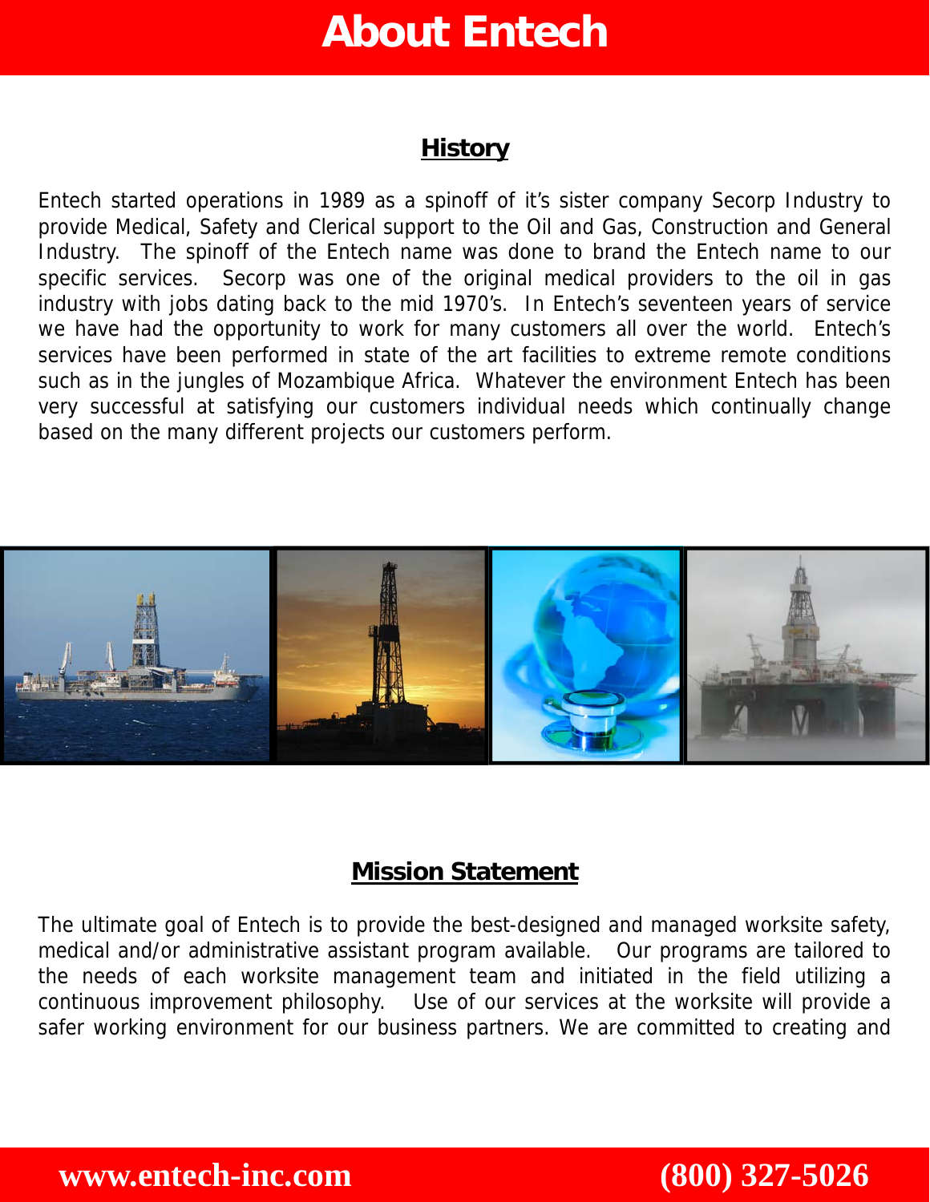# About Entech

## History

Entech started operations in 1989 as a spinoff of it's sister company Secorp Industry to provide Medical, Safety and Clerical support to the Oil and Gas, Construction and General Industry. The spinoff of the Entech name was done to brand the Entech name to our specific services. Secorp was one of the original medical providers to the oil in gas industry with jobs dating back to the mid 1970's. In Entech's seventeen years of service we have had the opportunity to work for many customers all over the world. Entech's services have been performed in state of the art facilities to extreme remote conditions such as in the jungles of Mozambique Africa. Whatever the environment Entech has been very successful at satisfying our customers individual needs which continually change based on the many different projects our customers perform.

## Mission Statement

The ultimate goal of Entech is to provide the best-designed and managed worksite safety, medical and/or administrative assistant program available. Our programs are tailored to the needs of each worksite management team and initiated in the field utilizing a continuous improvement philosophy. Use of our services at the worksite will provide a safer working environment for our business partners. We are committed to creating and

**www.entech-inc.com** **(800) 327-5026**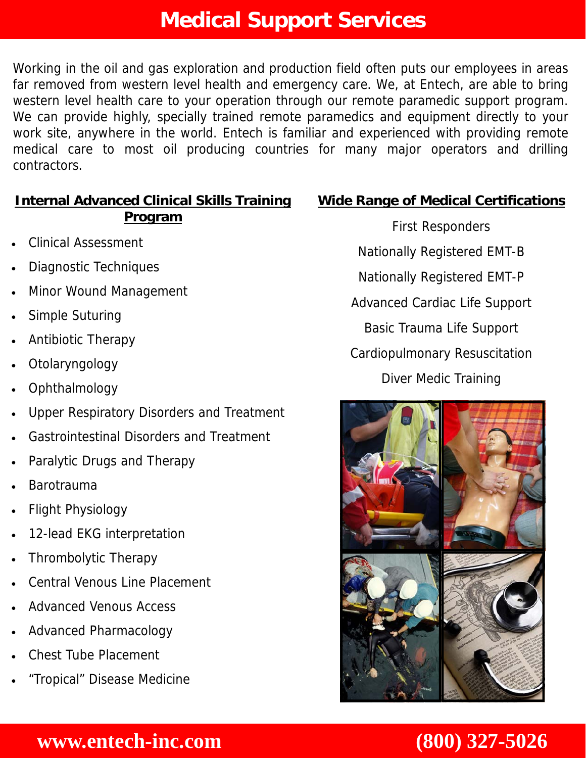# Medical Support Services

Working in the oil and gas exploration and production field often puts our employees in areas far removed from western level health and emergency care. We, at Entech, are able to bring western level health care to your operation through our remote paramedic support program. We can provide highly, specially trained remote paramedics and equipment directly to your work site, anywhere in the world. Entech is familiar and experienced with providing remote medical care to most oil producing countries for many major operators and drilling contractors.

## Internal Advanced Clinical Skills Training Program

- Clinical Assessment
- Diagnostic Techniques
- Minor Wound Management
- Simple Suturing
- Antibiotic Therapy
- Otolaryngology
- Ophthalmology
- Upper Respiratory Disorders and Treatment
- Gastrointestinal Disorders and Treatment
- Paralytic Drugs and Therapy
- Barotrauma
- Flight Physiology
- 12-lead EKG interpretation
- Thrombolytic Therapy
- Central Venous Line Placement
- Advanced Venous Access
- Advanced Pharmacology
- Chest Tube Placement
- "Tropical" Disease Medicine

## Wide Range of Medical Certifications

First Responders

Nationally Registered EMT-B

Nationally Registered EMT-P

Advanced Cardiac Life Support

Basic Trauma Life Support

Cardiopulmonary Resuscitation

Diver Medic Training

**www.entech-inc.com** **(800) 327-5026**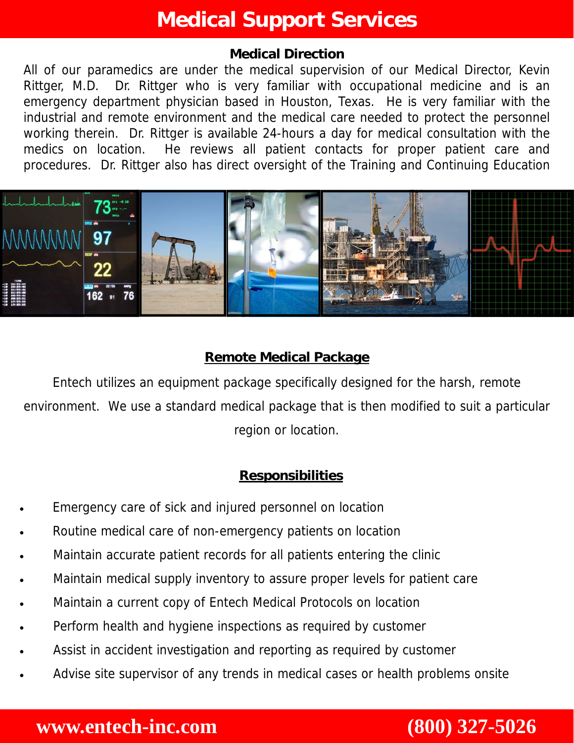# Medical Support Services

## Medical Direction

All of our paramedics are under the medical supervision of our Medical Director, Kevin Rittger, M.D. Dr. Rittger who is very familiar with occupational medicine and is an emergency department physician based in Houston, Texas. He is very familiar with the industrial and remote environment and the medical care needed to protect the personnel working therein. Dr. Rittger is available 24-hours a day for medical consultation with the medics on location. He reviews all patient contacts for proper patient care and procedures. Dr. Rittger also has direct oversight of the Training and Continuing Education

## Remote Medical Package

Entech utilizes an equipment package specifically designed for the harsh, remote environment. We use a standard medical package that is then modified to suit a particular region or location.

## Responsibilities

- Emergency care of sick and injured personnel on location
- Routine medical care of non-emergency patients on location
- Maintain accurate patient records for all patients entering the clinic
- Maintain medical supply inventory to assure proper levels for patient care
- Maintain a current copy of Entech Medical Protocols on location
- Perform health and hygiene inspections as required by customer
- Assist in accident investigation and reporting as required by customer
- Advise site supervisor of any trends in medical cases or health problems onsite

**www.entech-inc.com** **(800) 327-5026**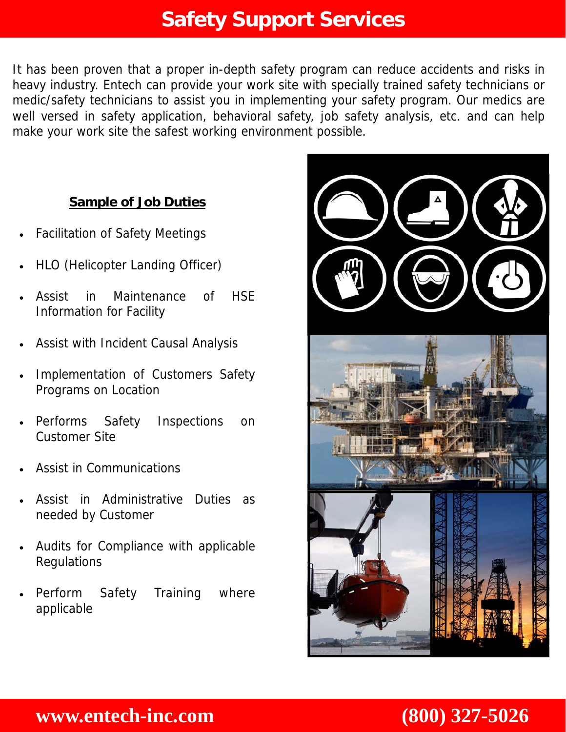# Safety Support Services

It has been proven that a proper in-depth safety program can reduce accidents and risks in heavy industry. Entech can provide your work site with specially trained safety technicians or medic/safety technicians to assist you in implementing your safety program. Our medics are well versed in safety application, behavioral safety, job safety analysis, etc. and can help make your work site the safest working environment possible.

**Sample of Job Duties**

- Facilitation of Safety Meetings
- HLO (Helicopter Landing Officer)
- Assist in Maintenance of HSE Information for Facility
- Assist with Incident Causal Analysis
- Implementation of Customers Safety Programs on Location
- Performs Safety Inspections on Customer Site
- Assist in Communications
- Assist in Administrative Duties as needed by Customer
- Audits for Compliance with applicable Regulations
- Perform Safety Training where applicable

**www.entech-inc.com** **(800) 327-5026**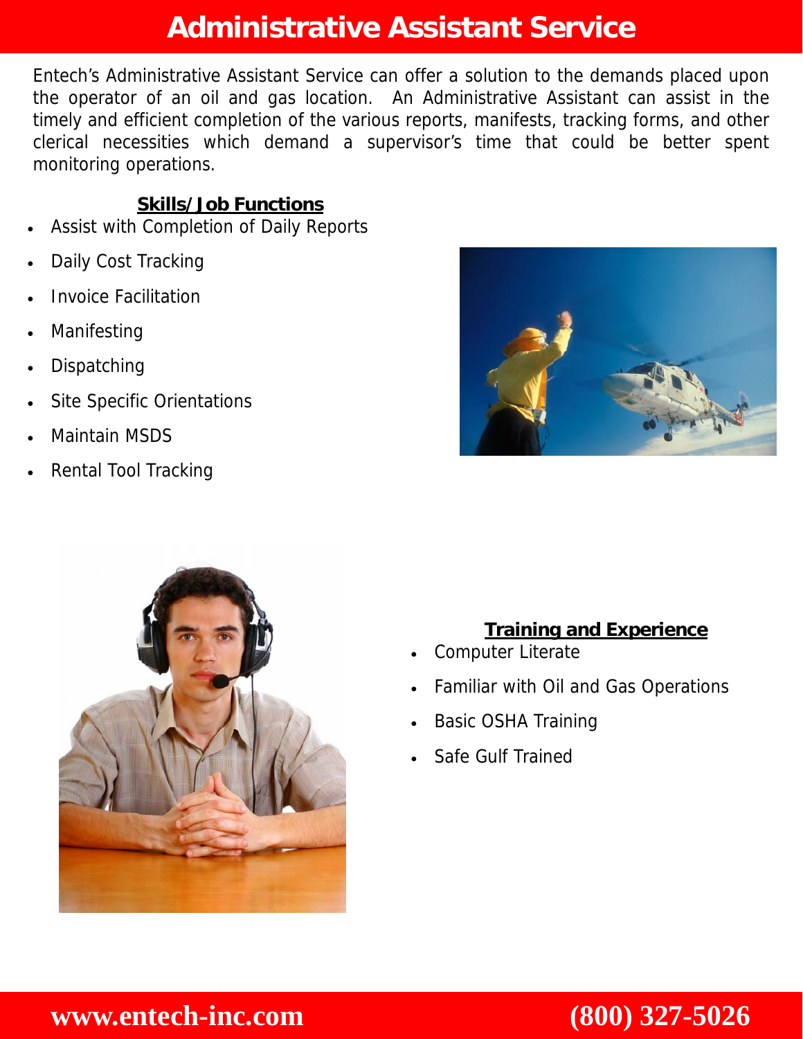# Administrative Assistant Service

Entech's Administrative Assistant Service can offer a solution to the demands placed upon the operator of an oil and gas location. An Administrative Assistant can assist in the timely and efficient completion of the various reports, manifests, tracking forms, and other clerical necessities which demand a supervisor's time that could be better spent monitoring operations.

## Skills/Job Functions

- Assist with Completion of Daily Reports
- Daily Cost Tracking
- Invoice Facilitation
- Manifesting
- Dispatching
- Site Specific Orientations
- Maintain MSDS
- Rental Tool Tracking

## Training and Experience

- Computer Literate
- Familiar with Oil and Gas Operations
- Basic OSHA Training
- Safe Gulf Trained

**www.entech-inc.com** **(800) 327-5026**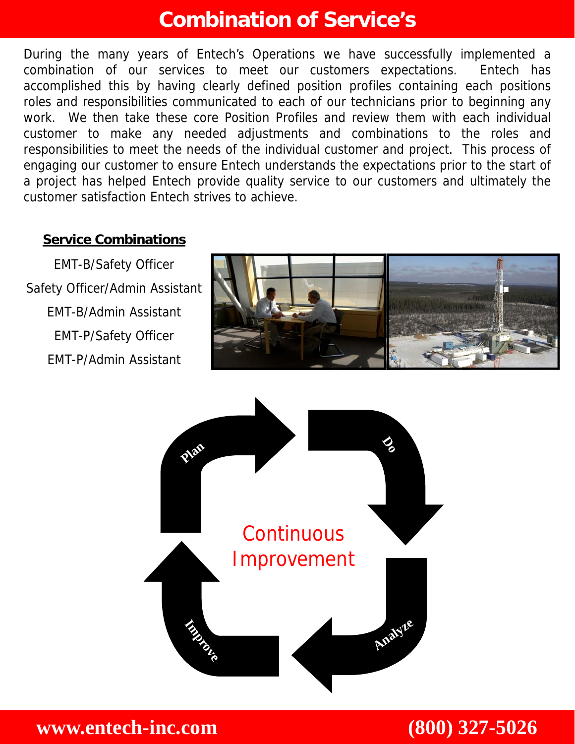# Combination of Service's

During the many years of Entech's Operations we have successfully implemented a combination of our services to meet our customers expectations. Entech has accomplished this by having clearly defined position profiles containing each positions roles and responsibilities communicated to each of our technicians prior to beginning any work. We then take these core Position Profiles and review them with each individual customer to make any needed adjustments and combinations to the roles and responsibilities to meet the needs of the individual customer and project. This process of engaging our customer to ensure Entech understands the expectations prior to the start of a project has helped Entech provide quality service to our customers and ultimately the customer satisfaction Entech strives to achieve.

**Service Combinations**

EMT-B/Safety Officer

Safety Officer/Admin Assistant

EMT-B/Admin Assistant

EMT-P/Safety Officer

EMT-P/Admin Assistant

Plan

Do

Analyze

Improve

Continuous Improvement

**www.entech-inc.com** **(800) 327-5026**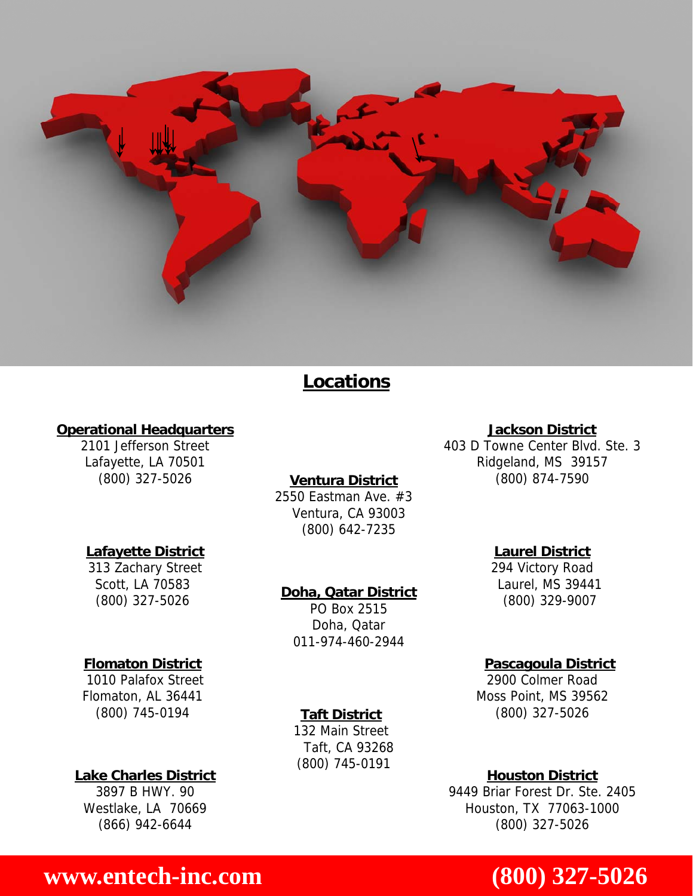## Locations

**Operational Headquarters**
2101 Jefferson Street
Lafayette, LA 70501
(800) 327-5026

**Lafayette District**
313 Zachary Street
Scott, LA 70583
(800) 327-5026

**Flomaton District**
1010 Palafox Street
Flomaton, AL 36441
(800) 745-0194

**Lake Charles District**
3897 B HWY. 90
Westlake, LA 70669
(866) 942-6644

**Ventura District**
2550 Eastman Ave. #3
Ventura, CA 93003
(800) 642-7235

**Doha, Qatar District**
PO Box 2515
Doha, Qatar
011-974-460-2944

**Taft District**
132 Main Street
Taft, CA 93268
(800) 745-0191

**Jackson District**
403 D Towne Center Blvd. Ste. 3
Ridgeland, MS 39157
(800) 874-7590

**Laurel District**
294 Victory Road
Laurel, MS 39441
(800) 329-9007

**Pascagoula District**
2900 Colmer Road
Moss Point, MS 39562
(800) 327-5026

**Houston District**
9449 Briar Forest Dr. Ste. 2405
Houston, TX 77063-1000
(800) 327-5026

**www.entech-inc.com** **(800) 327-5026**